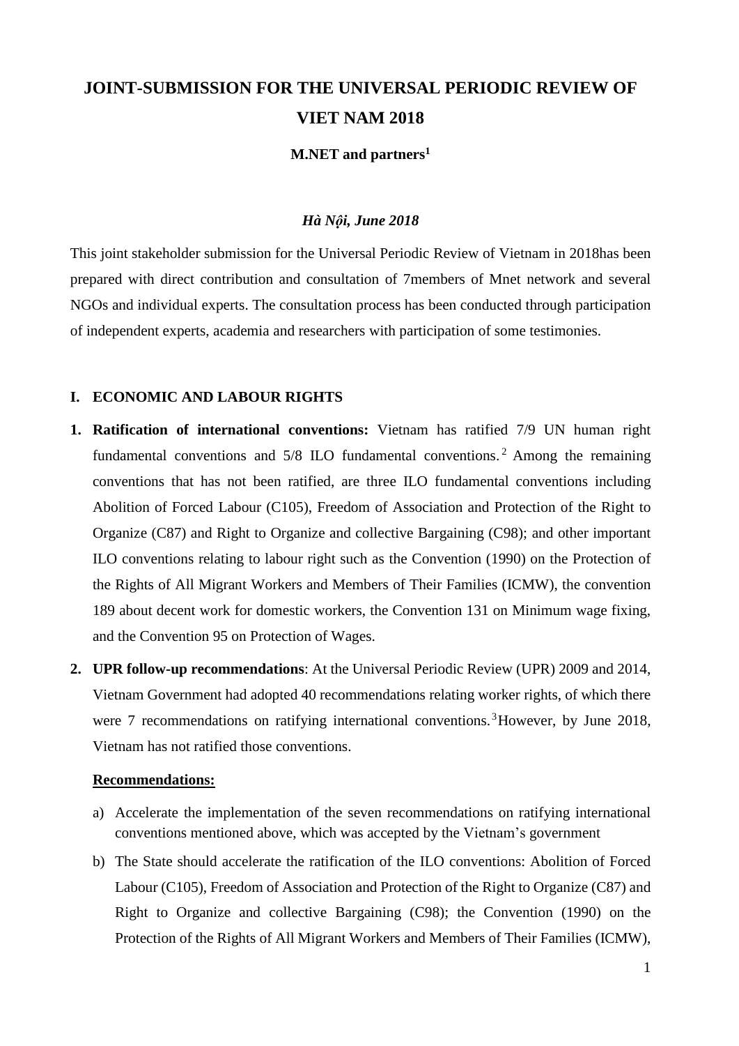# JOINT-SUBMISSION FOR THE UNIVERSAL PERIODIC REVIEW OF VIET NAM 2018

**M.NET and partners[1]**

***Hà Nội, June 2018***

This joint stakeholder submission for the Universal Periodic Review of Vietnam in 2018has been prepared with direct contribution and consultation of 7members of Mnet network and several NGOs and individual experts. The consultation process has been conducted through participation of independent experts, academia and researchers with participation of some testimonies.

## I. ECONOMIC AND LABOUR RIGHTS

1. **Ratification of international conventions:** Vietnam has ratified 7/9 UN human right fundamental conventions and 5/8 ILO fundamental conventions.[2] Among the remaining conventions that has not been ratified, are three ILO fundamental conventions including Abolition of Forced Labour (C105), Freedom of Association and Protection of the Right to Organize (C87) and Right to Organize and collective Bargaining (C98); and other important ILO conventions relating to labour right such as the Convention (1990) on the Protection of the Rights of All Migrant Workers and Members of Their Families (ICMW), the convention 189 about decent work for domestic workers, the Convention 131 on Minimum wage fixing, and the Convention 95 on Protection of Wages.

2. **UPR follow-up recommendations**: At the Universal Periodic Review (UPR) 2009 and 2014, Vietnam Government had adopted 40 recommendations relating worker rights, of which there were 7 recommendations on ratifying international conventions.[3]However, by June 2018, Vietnam has not ratified those conventions.

**Recommendations:**

a) Accelerate the implementation of the seven recommendations on ratifying international conventions mentioned above, which was accepted by the Vietnam's government

b) The State should accelerate the ratification of the ILO conventions: Abolition of Forced Labour (C105), Freedom of Association and Protection of the Right to Organize (C87) and Right to Organize and collective Bargaining (C98); the Convention (1990) on the Protection of the Rights of All Migrant Workers and Members of Their Families (ICMW),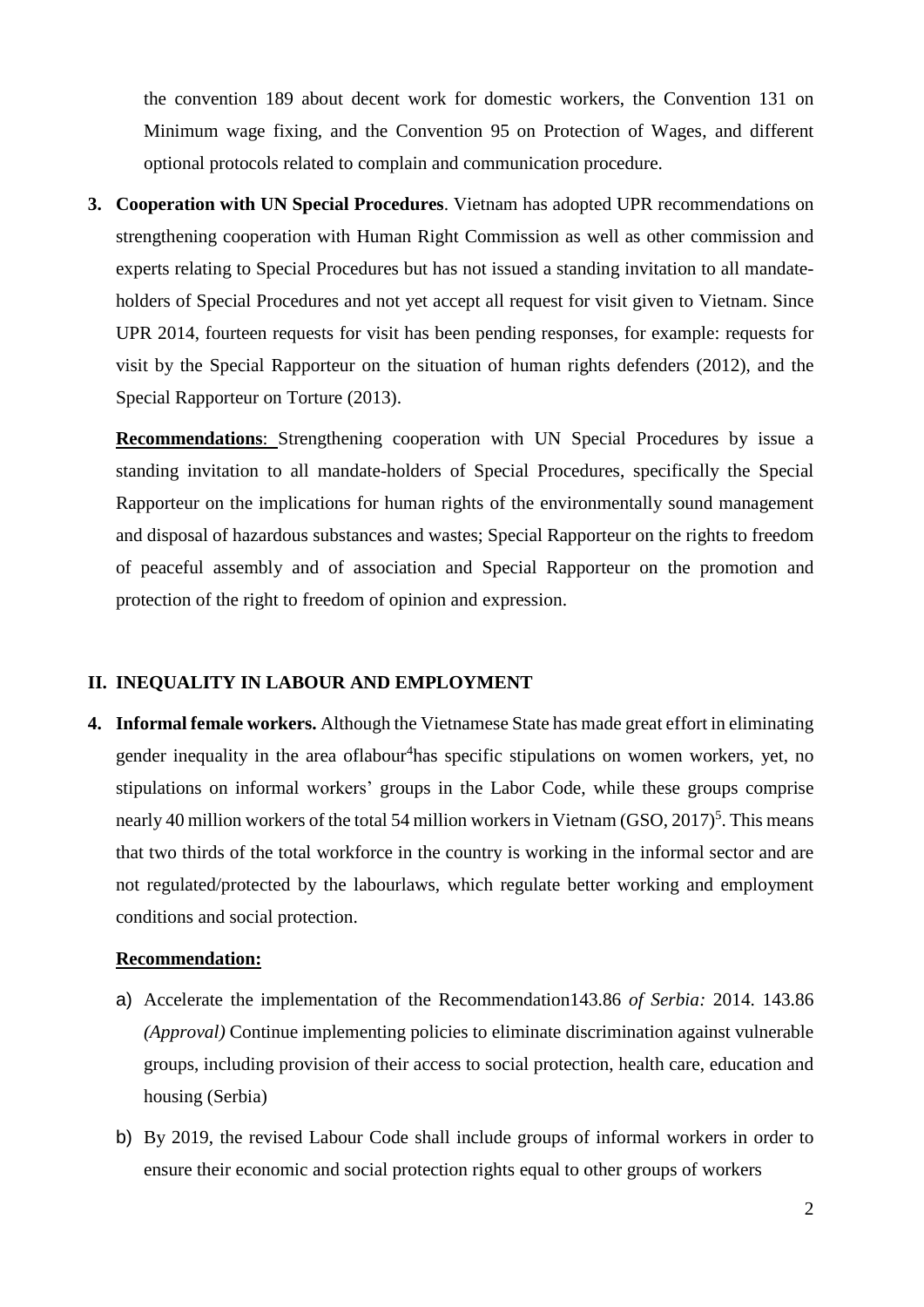the convention 189 about decent work for domestic workers, the Convention 131 on Minimum wage fixing, and the Convention 95 on Protection of Wages, and different optional protocols related to complain and communication procedure.

3. **Cooperation with UN Special Procedures**. Vietnam has adopted UPR recommendations on strengthening cooperation with Human Right Commission as well as other commission and experts relating to Special Procedures but has not issued a standing invitation to all mandate-holders of Special Procedures and not yet accept all request for visit given to Vietnam. Since UPR 2014, fourteen requests for visit has been pending responses, for example: requests for visit by the Special Rapporteur on the situation of human rights defenders (2012), and the Special Rapporteur on Torture (2013).

   **Recommendations**: Strengthening cooperation with UN Special Procedures by issue a standing invitation to all mandate-holders of Special Procedures, specifically the Special Rapporteur on the implications for human rights of the environmentally sound management and disposal of hazardous substances and wastes; Special Rapporteur on the rights to freedom of peaceful assembly and of association and Special Rapporteur on the promotion and protection of the right to freedom of opinion and expression.

## II. INEQUALITY IN LABOUR AND EMPLOYMENT

4. **Informal female workers.** Although the Vietnamese State has made great effort in eliminating gender inequality in the area oflabour[4]has specific stipulations on women workers, yet, no stipulations on informal workers' groups in the Labor Code, while these groups comprise nearly 40 million workers of the total 54 million workers in Vietnam (GSO, 2017)[5]. This means that two thirds of the total workforce in the country is working in the informal sector and are not regulated/protected by the labourlaws, which regulate better working and employment conditions and social protection.

   **Recommendation:**

   a) Accelerate the implementation of the Recommendation143.86 *of Serbia:* 2014. 143.86 *(Approval)* Continue implementing policies to eliminate discrimination against vulnerable groups, including provision of their access to social protection, health care, education and housing (Serbia)

   b) By 2019, the revised Labour Code shall include groups of informal workers in order to ensure their economic and social protection rights equal to other groups of workers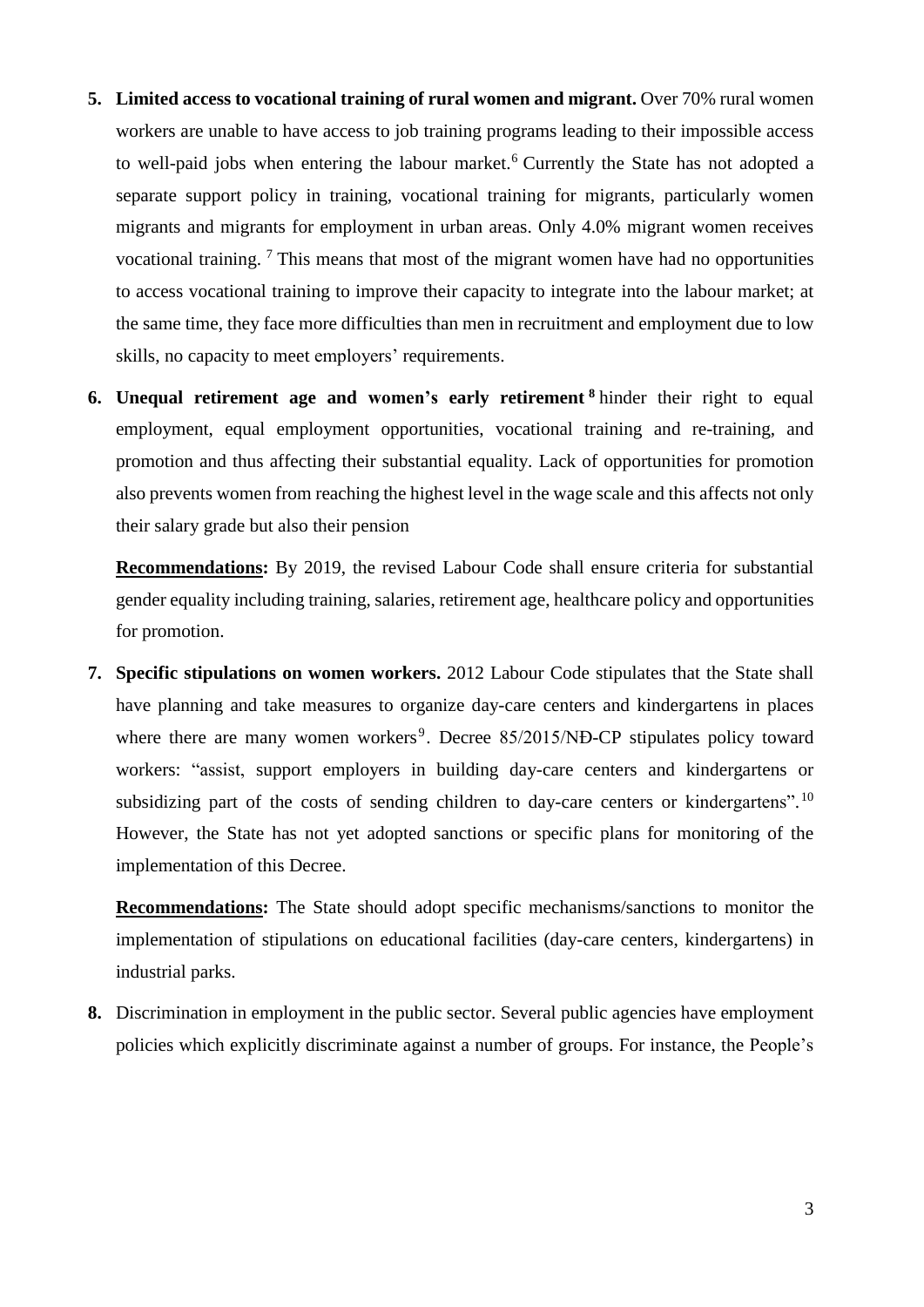5. **Limited access to vocational training of rural women and migrant.** Over 70% rural women workers are unable to have access to job training programs leading to their impossible access to well-paid jobs when entering the labour market.[6] Currently the State has not adopted a separate support policy in training, vocational training for migrants, particularly women migrants and migrants for employment in urban areas. Only 4.0% migrant women receives vocational training. [7] This means that most of the migrant women have had no opportunities to access vocational training to improve their capacity to integrate into the labour market; at the same time, they face more difficulties than men in recruitment and employment due to low skills, no capacity to meet employers' requirements.

6. **Unequal retirement age and women's early retirement** [8] hinder their right to equal employment, equal employment opportunities, vocational training and re-training, and promotion and thus affecting their substantial equality. Lack of opportunities for promotion also prevents women from reaching the highest level in the wage scale and this affects not only their salary grade but also their pension

   **Recommendations:** By 2019, the revised Labour Code shall ensure criteria for substantial gender equality including training, salaries, retirement age, healthcare policy and opportunities for promotion.

7. **Specific stipulations on women workers.** 2012 Labour Code stipulates that the State shall have planning and take measures to organize day-care centers and kindergartens in places where there are many women workers[9]. Decree 85/2015/NĐ-CP stipulates policy toward workers: "assist, support employers in building day-care centers and kindergartens or subsidizing part of the costs of sending children to day-care centers or kindergartens".[10] However, the State has not yet adopted sanctions or specific plans for monitoring of the implementation of this Decree.

   **Recommendations:** The State should adopt specific mechanisms/sanctions to monitor the implementation of stipulations on educational facilities (day-care centers, kindergartens) in industrial parks.

8. Discrimination in employment in the public sector. Several public agencies have employment policies which explicitly discriminate against a number of groups. For instance, the People's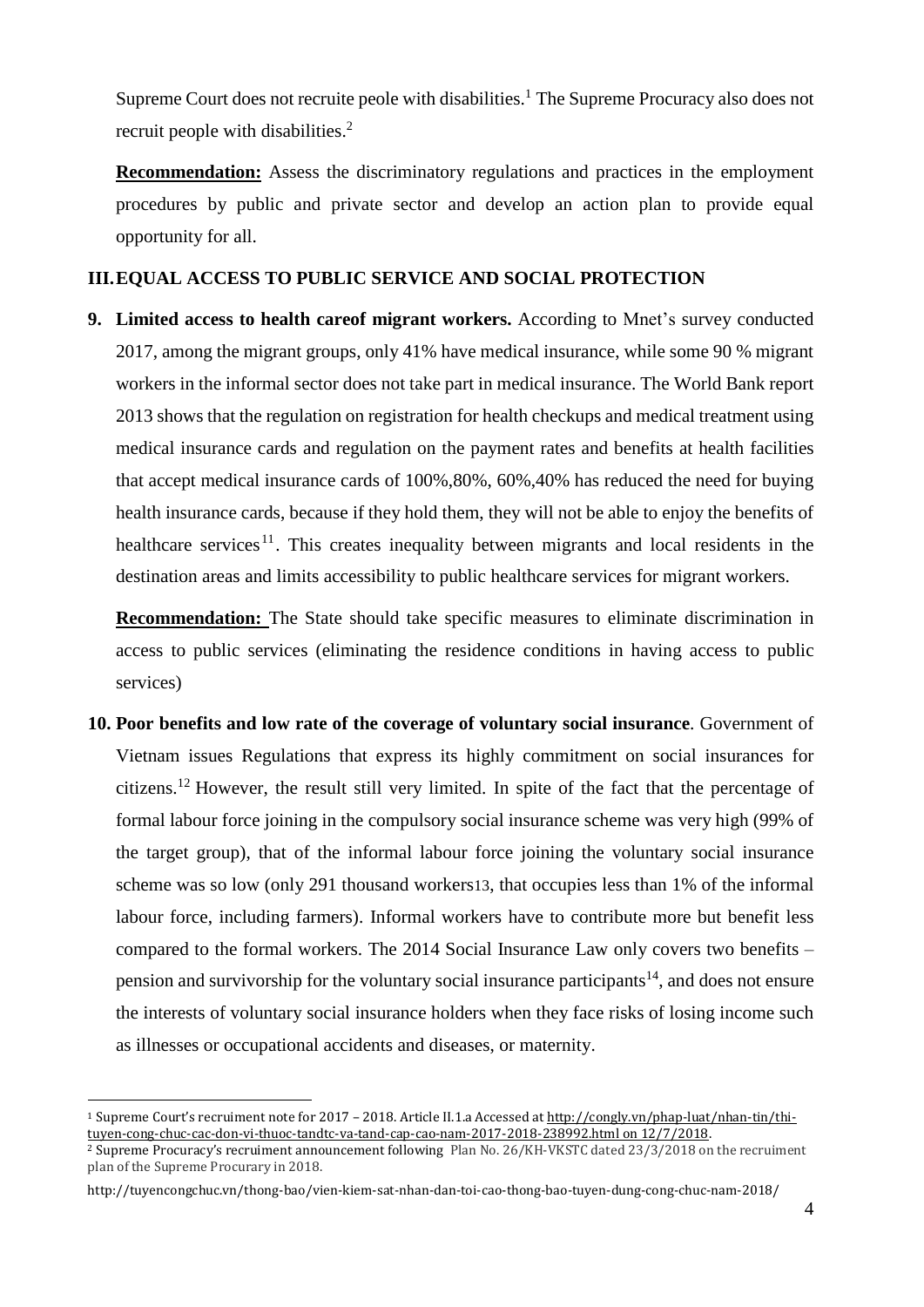Supreme Court does not recruite peole with disabilities.[1] The Supreme Procuracy also does not recruit people with disabilities.[2]

**Recommendation:** Assess the discriminatory regulations and practices in the employment procedures by public and private sector and develop an action plan to provide equal opportunity for all.

## III. EQUAL ACCESS TO PUBLIC SERVICE AND SOCIAL PROTECTION

**9. Limited access to health careof migrant workers.** According to Mnet's survey conducted 2017, among the migrant groups, only 41% have medical insurance, while some 90 % migrant workers in the informal sector does not take part in medical insurance. The World Bank report 2013 shows that the regulation on registration for health checkups and medical treatment using medical insurance cards and regulation on the payment rates and benefits at health facilities that accept medical insurance cards of 100%,80%, 60%,40% has reduced the need for buying health insurance cards, because if they hold them, they will not be able to enjoy the benefits of healthcare services[11]. This creates inequality between migrants and local residents in the destination areas and limits accessibility to public healthcare services for migrant workers.

**Recommendation:** The State should take specific measures to eliminate discrimination in access to public services (eliminating the residence conditions in having access to public services)

**10. Poor benefits and low rate of the coverage of voluntary social insurance**. Government of Vietnam issues Regulations that express its highly commitment on social insurances for citizens.[12] However, the result still very limited. In spite of the fact that the percentage of formal labour force joining in the compulsory social insurance scheme was very high (99% of the target group), that of the informal labour force joining the voluntary social insurance scheme was so low (only 291 thousand workers[13], that occupies less than 1% of the informal labour force, including farmers). Informal workers have to contribute more but benefit less compared to the formal workers. The 2014 Social Insurance Law only covers two benefits – pension and survivorship for the voluntary social insurance participants[14], and does not ensure the interests of voluntary social insurance holders when they face risks of losing income such as illnesses or occupational accidents and diseases, or maternity.

---

[1] Supreme Court's recruiment note for 2017 – 2018. Article II.1.a Accessed at http://congly.vn/phap-luat/nhan-tin/thi-tuyen-cong-chuc-cac-don-vi-thuoc-tandtc-va-tand-cap-cao-nam-2017-2018-238992.html on 12/7/2018.

[2] Supreme Procuracy's recruiment announcement following Plan No. 26/KH-VKSTC dated 23/3/2018 on the recruiment plan of the Supreme Procurary in 2018.

http://tuyencongchuc.vn/thong-bao/vien-kiem-sat-nhan-dan-toi-cao-thong-bao-tuyen-dung-cong-chuc-nam-2018/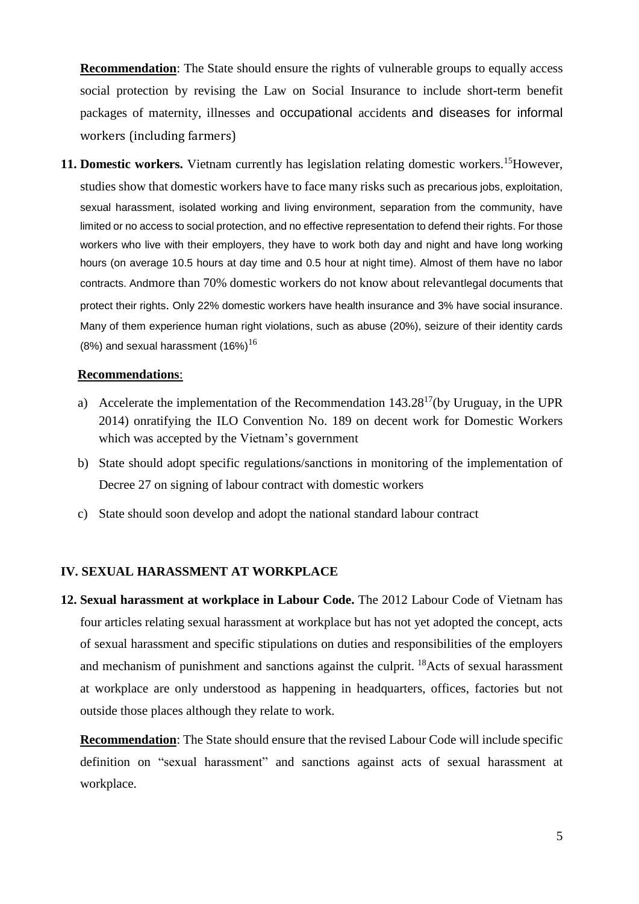**Recommendation**: The State should ensure the rights of vulnerable groups to equally access social protection by revising the Law on Social Insurance to include short-term benefit packages of maternity, illnesses and occupational accidents and diseases for informal workers (including farmers)

**11. Domestic workers.** Vietnam currently has legislation relating domestic workers.[15]However, studies show that domestic workers have to face many risks such as precarious jobs, exploitation, sexual harassment, isolated working and living environment, separation from the community, have limited or no access to social protection, and no effective representation to defend their rights. For those workers who live with their employers, they have to work both day and night and have long working hours (on average 10.5 hours at day time and 0.5 hour at night time). Almost of them have no labor contracts. Andmore than 70% domestic workers do not know about relevantlegal documents that protect their rights. Only 22% domestic workers have health insurance and 3% have social insurance. Many of them experience human right violations, such as abuse (20%), seizure of their identity cards (8%) and sexual harassment (16%)[16]

**Recommendations**:

a) Accelerate the implementation of the Recommendation 143.28[17](by Uruguay, in the UPR 2014) onratifying the ILO Convention No. 189 on decent work for Domestic Workers which was accepted by the Vietnam's government

b) State should adopt specific regulations/sanctions in monitoring of the implementation of Decree 27 on signing of labour contract with domestic workers

c) State should soon develop and adopt the national standard labour contract

## IV. SEXUAL HARASSMENT AT WORKPLACE

**12. Sexual harassment at workplace in Labour Code.** The 2012 Labour Code of Vietnam has four articles relating sexual harassment at workplace but has not yet adopted the concept, acts of sexual harassment and specific stipulations on duties and responsibilities of the employers and mechanism of punishment and sanctions against the culprit. [18]Acts of sexual harassment at workplace are only understood as happening in headquarters, offices, factories but not outside those places although they relate to work.

**Recommendation**: The State should ensure that the revised Labour Code will include specific definition on "sexual harassment" and sanctions against acts of sexual harassment at workplace.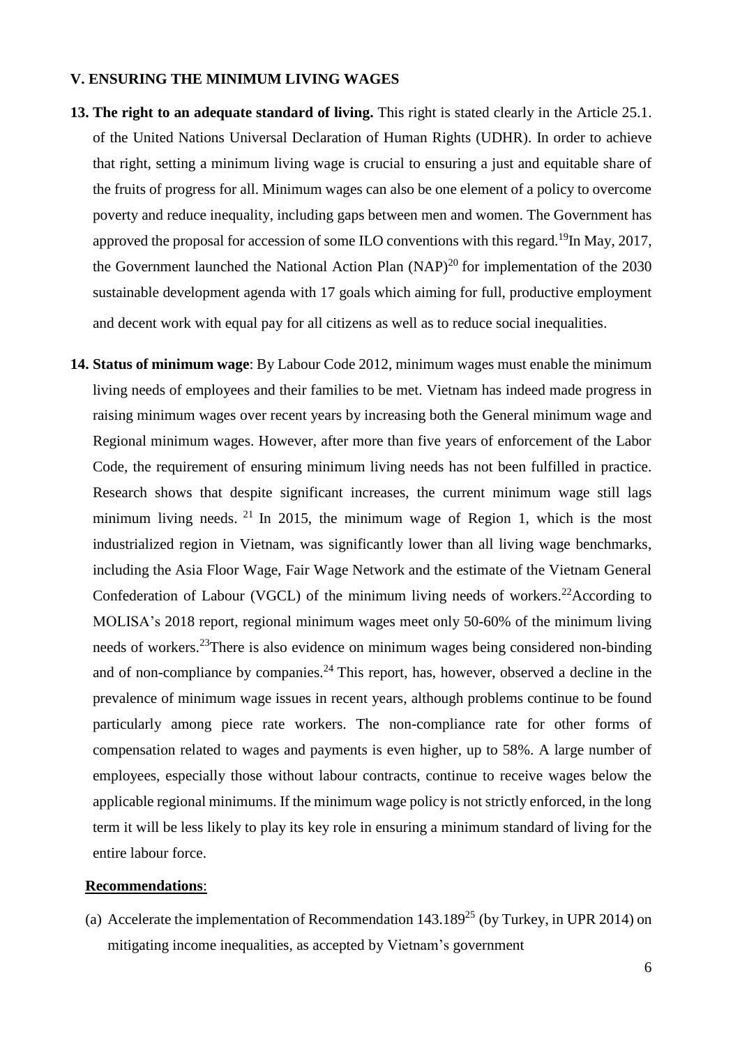## V. ENSURING THE MINIMUM LIVING WAGES

**13. The right to an adequate standard of living.** This right is stated clearly in the Article 25.1. of the United Nations Universal Declaration of Human Rights (UDHR). In order to achieve that right, setting a minimum living wage is crucial to ensuring a just and equitable share of the fruits of progress for all. Minimum wages can also be one element of a policy to overcome poverty and reduce inequality, including gaps between men and women. The Government has approved the proposal for accession of some ILO conventions with this regard.[19]In May, 2017, the Government launched the National Action Plan (NAP)[20] for implementation of the 2030 sustainable development agenda with 17 goals which aiming for full, productive employment and decent work with equal pay for all citizens as well as to reduce social inequalities.

**14. Status of minimum wage**: By Labour Code 2012, minimum wages must enable the minimum living needs of employees and their families to be met. Vietnam has indeed made progress in raising minimum wages over recent years by increasing both the General minimum wage and Regional minimum wages. However, after more than five years of enforcement of the Labor Code, the requirement of ensuring minimum living needs has not been fulfilled in practice. Research shows that despite significant increases, the current minimum wage still lags minimum living needs. [21] In 2015, the minimum wage of Region 1, which is the most industrialized region in Vietnam, was significantly lower than all living wage benchmarks, including the Asia Floor Wage, Fair Wage Network and the estimate of the Vietnam General Confederation of Labour (VGCL) of the minimum living needs of workers.[22]According to MOLISA's 2018 report, regional minimum wages meet only 50-60% of the minimum living needs of workers.[23]There is also evidence on minimum wages being considered non-binding and of non-compliance by companies.[24] This report, has, however, observed a decline in the prevalence of minimum wage issues in recent years, although problems continue to be found particularly among piece rate workers. The non-compliance rate for other forms of compensation related to wages and payments is even higher, up to 58%. A large number of employees, especially those without labour contracts, continue to receive wages below the applicable regional minimums. If the minimum wage policy is not strictly enforced, in the long term it will be less likely to play its key role in ensuring a minimum standard of living for the entire labour force.

**Recommendations**:

(a) Accelerate the implementation of Recommendation 143.189[25] (by Turkey, in UPR 2014) on mitigating income inequalities, as accepted by Vietnam's government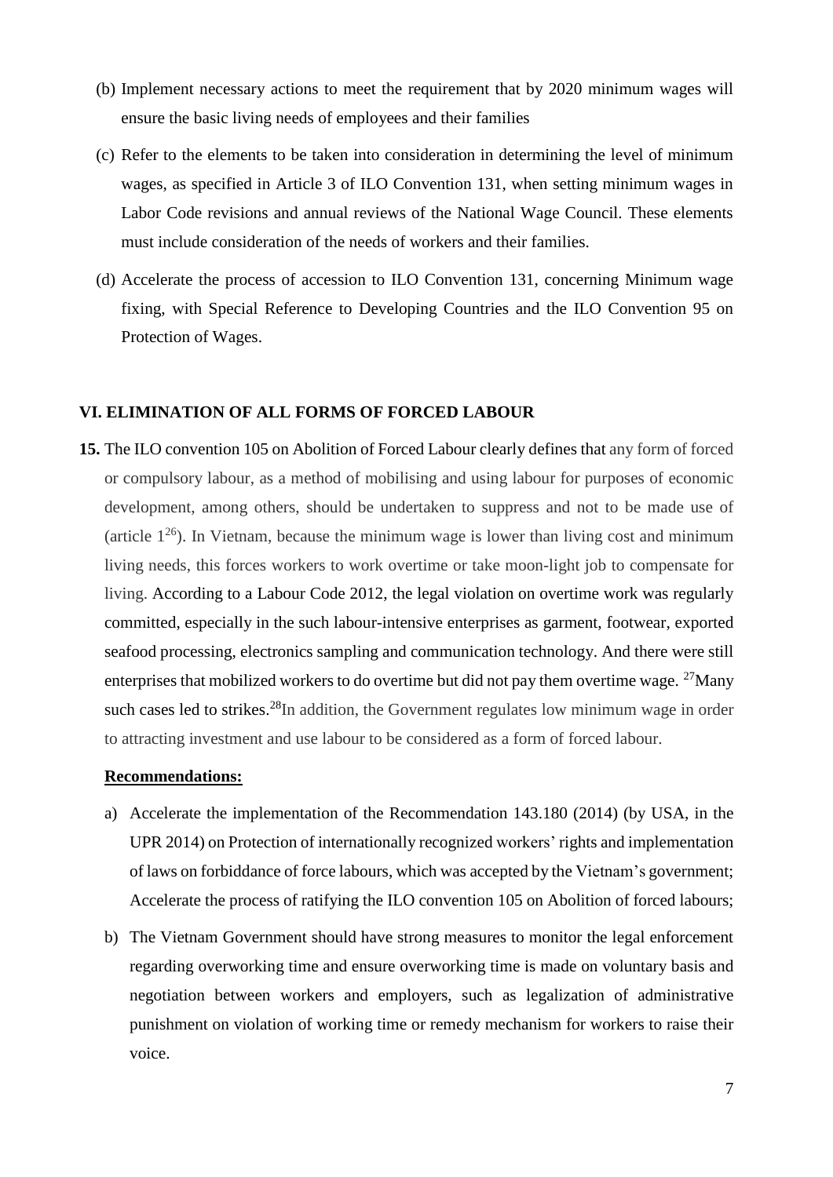(b) Implement necessary actions to meet the requirement that by 2020 minimum wages will ensure the basic living needs of employees and their families

(c) Refer to the elements to be taken into consideration in determining the level of minimum wages, as specified in Article 3 of ILO Convention 131, when setting minimum wages in Labor Code revisions and annual reviews of the National Wage Council. These elements must include consideration of the needs of workers and their families.

(d) Accelerate the process of accession to ILO Convention 131, concerning Minimum wage fixing, with Special Reference to Developing Countries and the ILO Convention 95 on Protection of Wages.

## VI. ELIMINATION OF ALL FORMS OF FORCED LABOUR

**15.** The ILO convention 105 on Abolition of Forced Labour clearly defines that any form of forced or compulsory labour, as a method of mobilising and using labour for purposes of economic development, among others, should be undertaken to suppress and not to be made use of (article 1[26]). In Vietnam, because the minimum wage is lower than living cost and minimum living needs, this forces workers to work overtime or take moon-light job to compensate for living. According to a Labour Code 2012, the legal violation on overtime work was regularly committed, especially in the such labour-intensive enterprises as garment, footwear, exported seafood processing, electronics sampling and communication technology. And there were still enterprises that mobilized workers to do overtime but did not pay them overtime wage. [27]Many such cases led to strikes.[28]In addition, the Government regulates low minimum wage in order to attracting investment and use labour to be considered as a form of forced labour.

**Recommendations:**

a) Accelerate the implementation of the Recommendation 143.180 (2014) (by USA, in the UPR 2014) on Protection of internationally recognized workers' rights and implementation of laws on forbiddance of force labours, which was accepted by the Vietnam's government; Accelerate the process of ratifying the ILO convention 105 on Abolition of forced labours;

b) The Vietnam Government should have strong measures to monitor the legal enforcement regarding overworking time and ensure overworking time is made on voluntary basis and negotiation between workers and employers, such as legalization of administrative punishment on violation of working time or remedy mechanism for workers to raise their voice.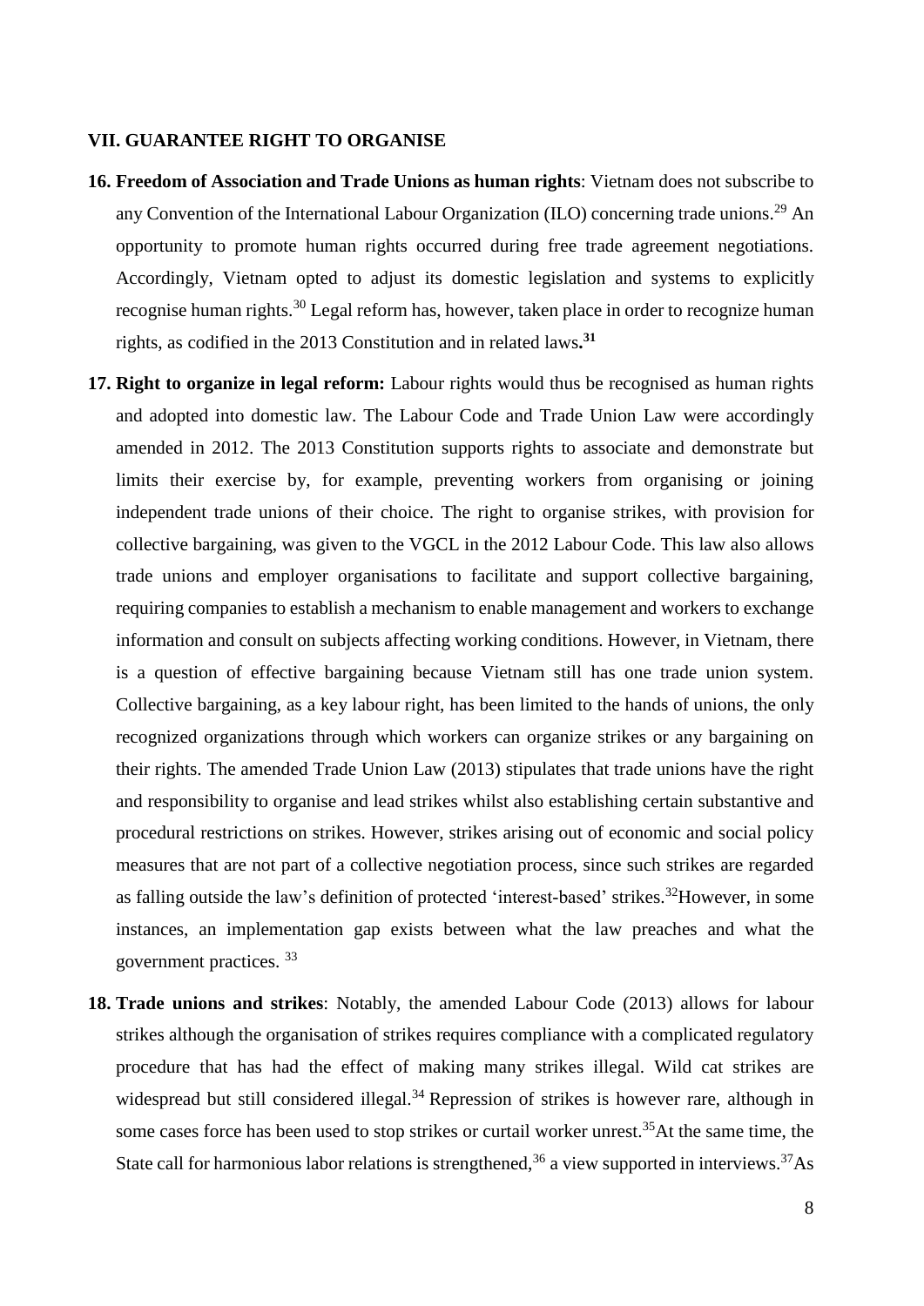## VII. GUARANTEE RIGHT TO ORGANISE

**16. Freedom of Association and Trade Unions as human rights**: Vietnam does not subscribe to any Convention of the International Labour Organization (ILO) concerning trade unions.[29] An opportunity to promote human rights occurred during free trade agreement negotiations. Accordingly, Vietnam opted to adjust its domestic legislation and systems to explicitly recognise human rights.[30] Legal reform has, however, taken place in order to recognize human rights, as codified in the 2013 Constitution and in related laws**.[31]**

**17. Right to organize in legal reform:** Labour rights would thus be recognised as human rights and adopted into domestic law. The Labour Code and Trade Union Law were accordingly amended in 2012. The 2013 Constitution supports rights to associate and demonstrate but limits their exercise by, for example, preventing workers from organising or joining independent trade unions of their choice. The right to organise strikes, with provision for collective bargaining, was given to the VGCL in the 2012 Labour Code. This law also allows trade unions and employer organisations to facilitate and support collective bargaining, requiring companies to establish a mechanism to enable management and workers to exchange information and consult on subjects affecting working conditions. However, in Vietnam, there is a question of effective bargaining because Vietnam still has one trade union system. Collective bargaining, as a key labour right, has been limited to the hands of unions, the only recognized organizations through which workers can organize strikes or any bargaining on their rights. The amended Trade Union Law (2013) stipulates that trade unions have the right and responsibility to organise and lead strikes whilst also establishing certain substantive and procedural restrictions on strikes. However, strikes arising out of economic and social policy measures that are not part of a collective negotiation process, since such strikes are regarded as falling outside the law's definition of protected 'interest-based' strikes.[32]However, in some instances, an implementation gap exists between what the law preaches and what the government practices. [33]

**18. Trade unions and strikes**: Notably, the amended Labour Code (2013) allows for labour strikes although the organisation of strikes requires compliance with a complicated regulatory procedure that has had the effect of making many strikes illegal. Wild cat strikes are widespread but still considered illegal.[34] Repression of strikes is however rare, although in some cases force has been used to stop strikes or curtail worker unrest.[35]At the same time, the State call for harmonious labor relations is strengthened,[36] a view supported in interviews.[37]As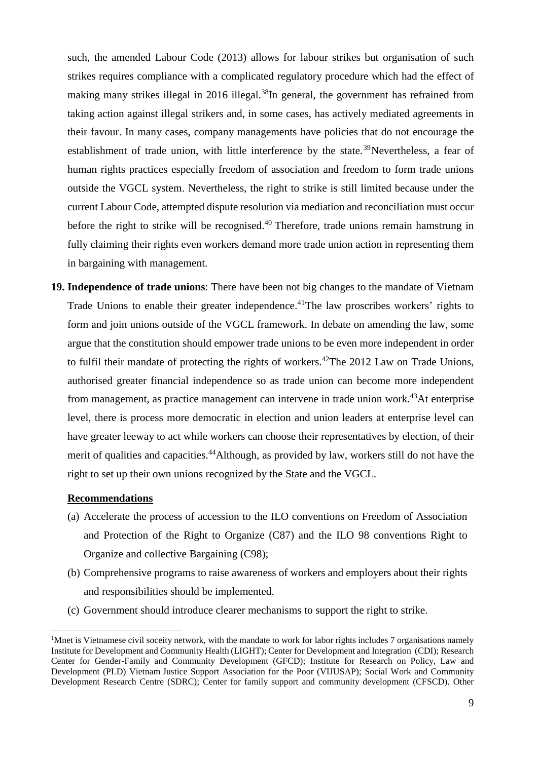such, the amended Labour Code (2013) allows for labour strikes but organisation of such strikes requires compliance with a complicated regulatory procedure which had the effect of making many strikes illegal in 2016 illegal.[38]In general, the government has refrained from taking action against illegal strikers and, in some cases, has actively mediated agreements in their favour. In many cases, company managements have policies that do not encourage the establishment of trade union, with little interference by the state.[39]Nevertheless, a fear of human rights practices especially freedom of association and freedom to form trade unions outside the VGCL system. Nevertheless, the right to strike is still limited because under the current Labour Code, attempted dispute resolution via mediation and reconciliation must occur before the right to strike will be recognised.[40] Therefore, trade unions remain hamstrung in fully claiming their rights even workers demand more trade union action in representing them in bargaining with management.

19. **Independence of trade unions**: There have been not big changes to the mandate of Vietnam Trade Unions to enable their greater independence.[41]The law proscribes workers' rights to form and join unions outside of the VGCL framework. In debate on amending the law, some argue that the constitution should empower trade unions to be even more independent in order to fulfil their mandate of protecting the rights of workers.[42]The 2012 Law on Trade Unions, authorised greater financial independence so as trade union can become more independent from management, as practice management can intervene in trade union work.[43]At enterprise level, there is process more democratic in election and union leaders at enterprise level can have greater leeway to act while workers can choose their representatives by election, of their merit of qualities and capacities.[44]Although, as provided by law, workers still do not have the right to set up their own unions recognized by the State and the VGCL.

**Recommendations**

(a) Accelerate the process of accession to the ILO conventions on Freedom of Association and Protection of the Right to Organize (C87) and the ILO 98 conventions Right to Organize and collective Bargaining (C98);

(b) Comprehensive programs to raise awareness of workers and employers about their rights and responsibilities should be implemented.

(c) Government should introduce clearer mechanisms to support the right to strike.

[1]Mnet is Vietnamese civil soceity network, with the mandate to work for labor rights includes 7 organisations namely Institute for Development and Community Health (LIGHT); Center for Development and Integration (CDI); Research Center for Gender-Family and Community Development (GFCD); Institute for Research on Policy, Law and Development (PLD) Vietnam Justice Support Association for the Poor (VIJUSAP); Social Work and Community Development Research Centre (SDRC); Center for family support and community development (CFSCD). Other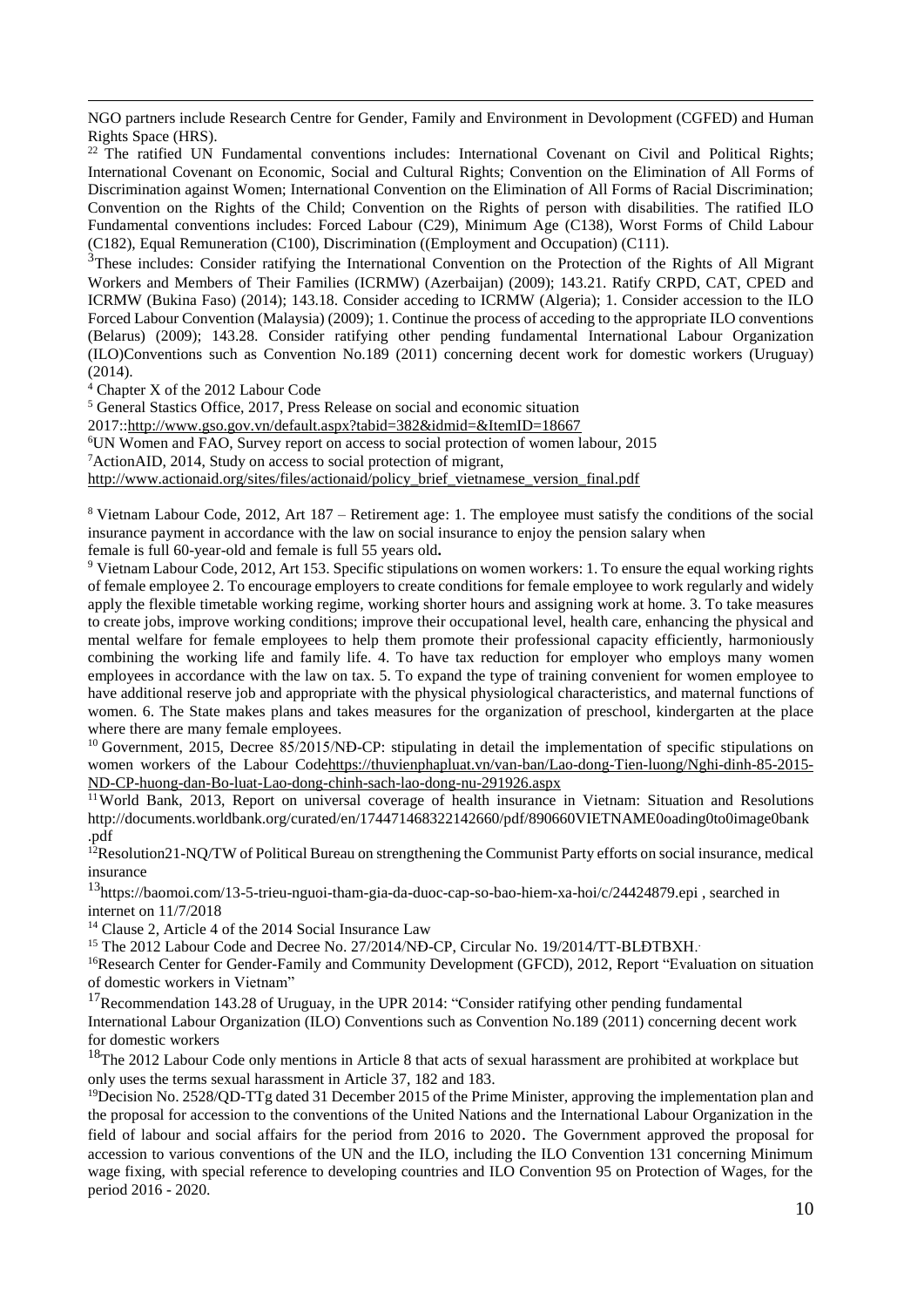NGO partners include Research Centre for Gender, Family and Environment in Devolopment (CGFED) and Human Rights Space (HRS).

[22] The ratified UN Fundamental conventions includes: International Covenant on Civil and Political Rights; International Covenant on Economic, Social and Cultural Rights; Convention on the Elimination of All Forms of Discrimination against Women; International Convention on the Elimination of All Forms of Racial Discrimination; Convention on the Rights of the Child; Convention on the Rights of person with disabilities. The ratified ILO Fundamental conventions includes: Forced Labour (C29), Minimum Age (C138), Worst Forms of Child Labour (C182), Equal Remuneration (C100), Discrimination ((Employment and Occupation) (C111).

[3]These includes: Consider ratifying the International Convention on the Protection of the Rights of All Migrant Workers and Members of Their Families (ICRMW) (Azerbaijan) (2009); 143.21. Ratify CRPD, CAT, CPED and ICRMW (Bukina Faso) (2014); 143.18. Consider acceding to ICRMW (Algeria); 1. Consider accession to the ILO Forced Labour Convention (Malaysia) (2009); 1. Continue the process of acceding to the appropriate ILO conventions (Belarus) (2009); 143.28. Consider ratifying other pending fundamental International Labour Organization (ILO)Conventions such as Convention No.189 (2011) concerning decent work for domestic workers (Uruguay) (2014).

[4] Chapter X of the 2012 Labour Code

[5] General Stastics Office, 2017, Press Release on social and economic situation 2017::http://www.gso.gov.vn/default.aspx?tabid=382&idmid=&ItemID=18667

[6]UN Women and FAO, Survey report on access to social protection of women labour, 2015

[7]ActionAID, 2014, Study on access to social protection of migrant, http://www.actionaid.org/sites/files/actionaid/policy_brief_vietnamese_version_final.pdf

[8] Vietnam Labour Code, 2012, Art 187 – Retirement age: 1. The employee must satisfy the conditions of the social insurance payment in accordance with the law on social insurance to enjoy the pension salary when female is full 60-year-old and female is full 55 years old**.**

[9] Vietnam Labour Code, 2012, Art 153. Specific stipulations on women workers: 1. To ensure the equal working rights of female employee 2. To encourage employers to create conditions for female employee to work regularly and widely apply the flexible timetable working regime, working shorter hours and assigning work at home. 3. To take measures to create jobs, improve working conditions; improve their occupational level, health care, enhancing the physical and mental welfare for female employees to help them promote their professional capacity efficiently, harmoniously combining the working life and family life. 4. To have tax reduction for employer who employs many women employees in accordance with the law on tax. 5. To expand the type of training convenient for women employee to have additional reserve job and appropriate with the physical physiological characteristics, and maternal functions of women. 6. The State makes plans and takes measures for the organization of preschool, kindergarten at the place where there are many female employees.

[10] Government, 2015, Decree 85/2015/NĐ-CP: stipulating in detail the implementation of specific stipulations on women workers of the Labour Codehttps://thuvienphapluat.vn/van-ban/Lao-dong-Tien-luong/Nghi-dinh-85-2015-ND-CP-huong-dan-Bo-luat-Lao-dong-chinh-sach-lao-dong-nu-291926.aspx

[11]World Bank, 2013, Report on universal coverage of health insurance in Vietnam: Situation and Resolutions http://documents.worldbank.org/curated/en/174471468322142660/pdf/890660VIETNAME0oading0to0image0bank.pdf

[12]Resolution21-NQ/TW of Political Bureau on strengthening the Communist Party efforts on social insurance, medical insurance

[13]https://baomoi.com/13-5-trieu-nguoi-tham-gia-da-duoc-cap-so-bao-hiem-xa-hoi/c/24424879.epi , searched in internet on 11/7/2018

[14] Clause 2, Article 4 of the 2014 Social Insurance Law

[15] The 2012 Labour Code and Decree No. 27/2014/NĐ-CP, Circular No. 19/2014/TT-BLĐTBXH.

[16]Research Center for Gender-Family and Community Development (GFCD), 2012, Report "Evaluation on situation of domestic workers in Vietnam"

[17]Recommendation 143.28 of Uruguay, in the UPR 2014: "Consider ratifying other pending fundamental International Labour Organization (ILO) Conventions such as Convention No.189 (2011) concerning decent work for domestic workers

[18]The 2012 Labour Code only mentions in Article 8 that acts of sexual harassment are prohibited at workplace but only uses the terms sexual harassment in Article 37, 182 and 183.

[19]Decision No. 2528/QD-TTg dated 31 December 2015 of the Prime Minister, approving the implementation plan and the proposal for accession to the conventions of the United Nations and the International Labour Organization in the field of labour and social affairs for the period from 2016 to 2020. The Government approved the proposal for accession to various conventions of the UN and the ILO, including the ILO Convention 131 concerning Minimum wage fixing, with special reference to developing countries and ILO Convention 95 on Protection of Wages, for the period 2016 - 2020.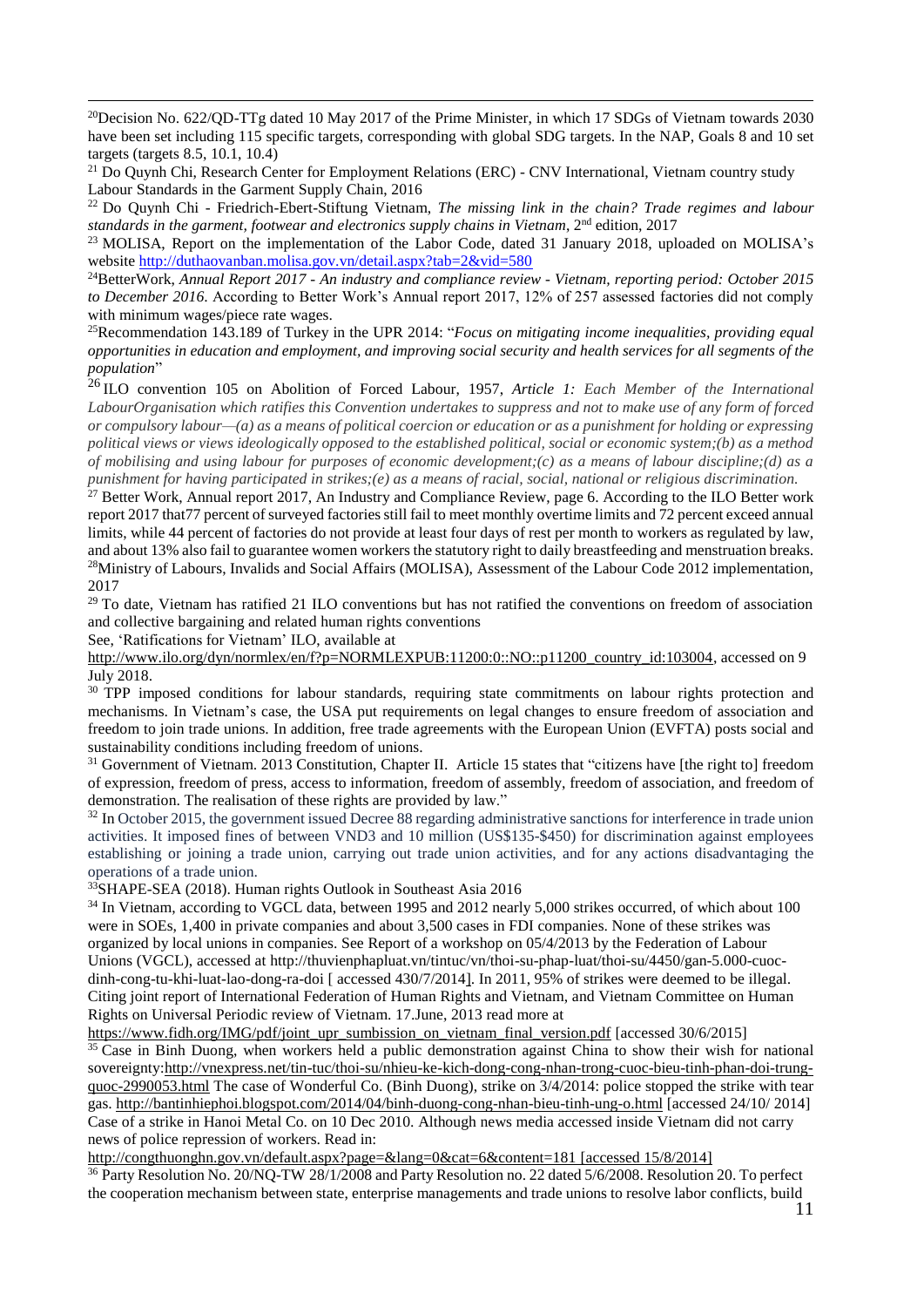[20]Decision No. 622/QD-TTg dated 10 May 2017 of the Prime Minister, in which 17 SDGs of Vietnam towards 2030 have been set including 115 specific targets, corresponding with global SDG targets. In the NAP, Goals 8 and 10 set targets (targets 8.5, 10.1, 10.4)

[21] Do Quynh Chi, Research Center for Employment Relations (ERC) - CNV International, Vietnam country study Labour Standards in the Garment Supply Chain, 2016

[22] Do Quynh Chi - Friedrich-Ebert-Stiftung Vietnam, *The missing link in the chain? Trade regimes and labour standards in the garment, footwear and electronics supply chains in Vietnam*, 2nd edition, 2017

[23] MOLISA, Report on the implementation of the Labor Code, dated 31 January 2018, uploaded on MOLISA's website http://duthaovanban.molisa.gov.vn/detail.aspx?tab=2&vid=580

[24]BetterWork, *Annual Report 2017 - An industry and compliance review - Vietnam, reporting period: October 2015 to December 2016*. According to Better Work's Annual report 2017, 12% of 257 assessed factories did not comply with minimum wages/piece rate wages.

[25]Recommendation 143.189 of Turkey in the UPR 2014: "*Focus on mitigating income inequalities, providing equal opportunities in education and employment, and improving social security and health services for all segments of the population*"

[26] ILO convention 105 on Abolition of Forced Labour, 1957, *Article 1: Each Member of the International LabourOrganisation which ratifies this Convention undertakes to suppress and not to make use of any form of forced or compulsory labour—(a) as a means of political coercion or education or as a punishment for holding or expressing political views or views ideologically opposed to the established political, social or economic system;(b) as a method of mobilising and using labour for purposes of economic development;(c) as a means of labour discipline;(d) as a punishment for having participated in strikes;(e) as a means of racial, social, national or religious discrimination.*

[27] Better Work, Annual report 2017, An Industry and Compliance Review, page 6. According to the ILO Better work report 2017 that77 percent of surveyed factories still fail to meet monthly overtime limits and 72 percent exceed annual limits, while 44 percent of factories do not provide at least four days of rest per month to workers as regulated by law, and about 13% also fail to guarantee women workers the statutory right to daily breastfeeding and menstruation breaks.

[28]Ministry of Labours, Invalids and Social Affairs (MOLISA), Assessment of the Labour Code 2012 implementation, 2017

[29] To date, Vietnam has ratified 21 ILO conventions but has not ratified the conventions on freedom of association and collective bargaining and related human rights conventions

See, 'Ratifications for Vietnam' ILO, available at http://www.ilo.org/dyn/normlex/en/f?p=NORMLEXPUB:11200:0::NO::p11200_country_id:103004, accessed on 9 July 2018.

[30] TPP imposed conditions for labour standards, requiring state commitments on labour rights protection and mechanisms. In Vietnam's case, the USA put requirements on legal changes to ensure freedom of association and freedom to join trade unions. In addition, free trade agreements with the European Union (EVFTA) posts social and sustainability conditions including freedom of unions.

[31] Government of Vietnam. 2013 Constitution, Chapter II. Article 15 states that "citizens have [the right to] freedom of expression, freedom of press, access to information, freedom of assembly, freedom of association, and freedom of demonstration. The realisation of these rights are provided by law."

[32] In October 2015, the government issued Decree 88 regarding administrative sanctions for interference in trade union activities. It imposed fines of between VND3 and 10 million (US$135-$450) for discrimination against employees establishing or joining a trade union, carrying out trade union activities, and for any actions disadvantaging the operations of a trade union.

[33]SHAPE-SEA (2018). Human rights Outlook in Southeast Asia 2016

[34] In Vietnam, according to VGCL data, between 1995 and 2012 nearly 5,000 strikes occurred, of which about 100 were in SOEs, 1,400 in private companies and about 3,500 cases in FDI companies. None of these strikes was organized by local unions in companies. See Report of a workshop on 05/4/2013 by the Federation of Labour Unions (VGCL), accessed at http://thuvienphapluat.vn/tintuc/vn/thoi-su-phap-luat/thoi-su/4450/gan-5.000-cuoc-dinh-cong-tu-khi-luat-lao-dong-ra-doi [ accessed 430/7/2014]. In 2011, 95% of strikes were deemed to be illegal. Citing joint report of International Federation of Human Rights and Vietnam, and Vietnam Committee on Human Rights on Universal Periodic review of Vietnam. 17.June, 2013 read more at https://www.fidh.org/IMG/pdf/joint_upr_sumbission_on_vietnam_final_version.pdf [accessed 30/6/2015]

[35] Case in Binh Duong, when workers held a public demonstration against China to show their wish for national sovereignty:http://vnexpress.net/tin-tuc/thoi-su/nhieu-ke-kich-dong-cong-nhan-trong-cuoc-bieu-tinh-phan-doi-trung-quoc-2990053.html The case of Wonderful Co. (Binh Duong), strike on 3/4/2014: police stopped the strike with tear gas. http://bantinhiephoi.blogspot.com/2014/04/binh-duong-cong-nhan-bieu-tinh-ung-o.html [accessed 24/10/ 2014] Case of a strike in Hanoi Metal Co. on 10 Dec 2010. Although news media accessed inside Vietnam did not carry news of police repression of workers. Read in: http://congthuonghn.gov.vn/default.aspx?page=&lang=0&cat=6&content=181 [accessed 15/8/2014]

[36] Party Resolution No. 20/NQ-TW 28/1/2008 and Party Resolution no. 22 dated 5/6/2008. Resolution 20. To perfect the cooperation mechanism between state, enterprise managements and trade unions to resolve labor conflicts, build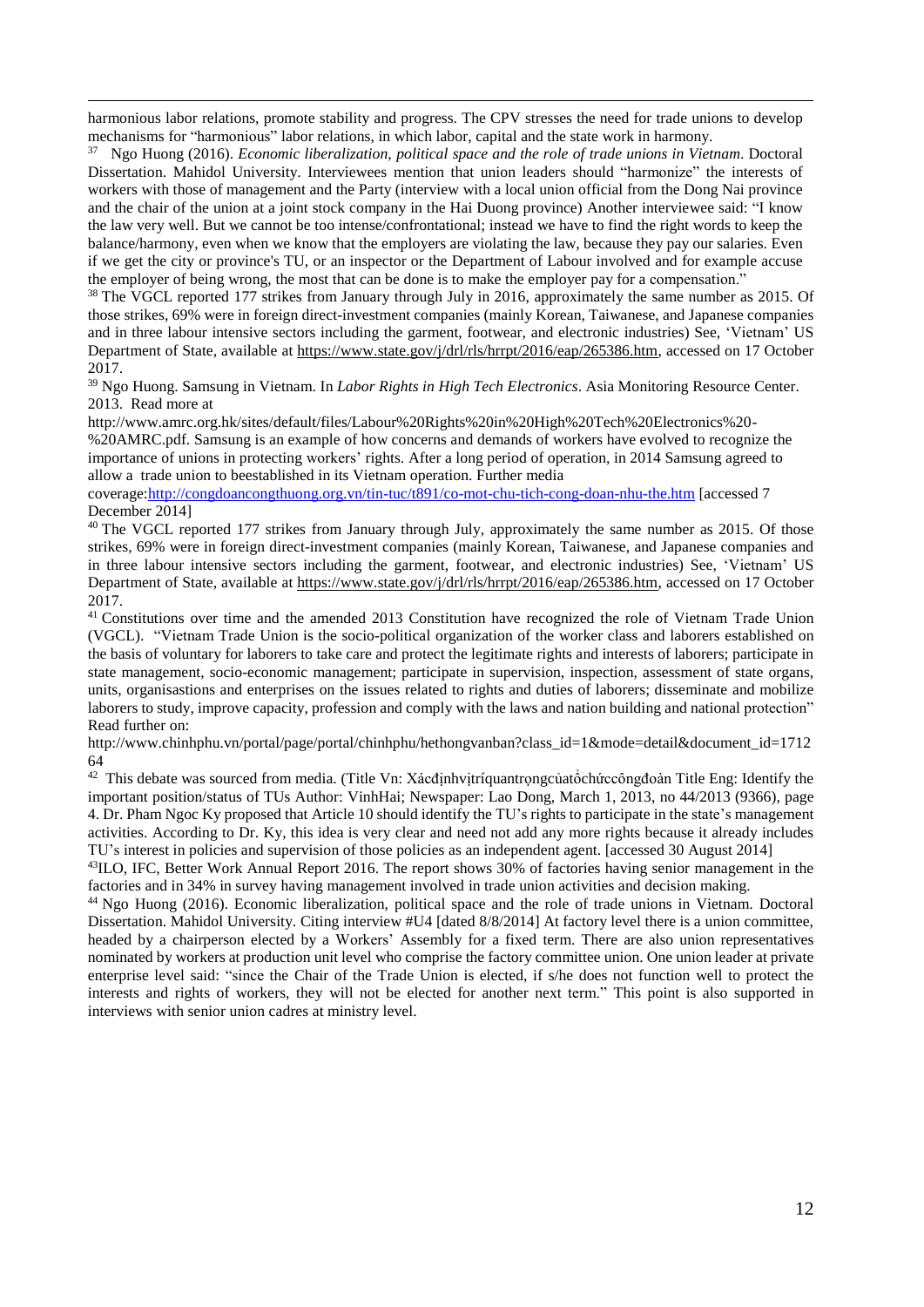harmonious labor relations, promote stability and progress. The CPV stresses the need for trade unions to develop mechanisms for "harmonious" labor relations, in which labor, capital and the state work in harmony.

[37] Ngo Huong (2016). *Economic liberalization, political space and the role of trade unions in Vietnam*. Doctoral Dissertation. Mahidol University. Interviewees mention that union leaders should "harmonize" the interests of workers with those of management and the Party (interview with a local union official from the Dong Nai province and the chair of the union at a joint stock company in the Hai Duong province) Another interviewee said: "I know the law very well. But we cannot be too intense/confrontational; instead we have to find the right words to keep the balance/harmony, even when we know that the employers are violating the law, because they pay our salaries. Even if we get the city or province's TU, or an inspector or the Department of Labour involved and for example accuse the employer of being wrong, the most that can be done is to make the employer pay for a compensation."

[38] The VGCL reported 177 strikes from January through July in 2016, approximately the same number as 2015. Of those strikes, 69% were in foreign direct-investment companies (mainly Korean, Taiwanese, and Japanese companies and in three labour intensive sectors including the garment, footwear, and electronic industries) See, 'Vietnam' US Department of State, available at https://www.state.gov/j/drl/rls/hrrpt/2016/eap/265386.htm, accessed on 17 October 2017.

[39] Ngo Huong. Samsung in Vietnam. In *Labor Rights in High Tech Electronics*. Asia Monitoring Resource Center. 2013. Read more at http://www.amrc.org.hk/sites/default/files/Labour%20Rights%20in%20High%20Tech%20Electronics%20-%20AMRC.pdf. Samsung is an example of how concerns and demands of workers have evolved to recognize the importance of unions in protecting workers' rights. After a long period of operation, in 2014 Samsung agreed to allow a trade union to beestablished in its Vietnam operation. Further media coverage:http://congdoancongthuong.org.vn/tin-tuc/t891/co-mot-chu-tich-cong-doan-nhu-the.htm [accessed 7 December 2014]

[40] The VGCL reported 177 strikes from January through July, approximately the same number as 2015. Of those strikes, 69% were in foreign direct-investment companies (mainly Korean, Taiwanese, and Japanese companies and in three labour intensive sectors including the garment, footwear, and electronic industries) See, 'Vietnam' US Department of State, available at https://www.state.gov/j/drl/rls/hrrpt/2016/eap/265386.htm, accessed on 17 October 2017.

[41] Constitutions over time and the amended 2013 Constitution have recognized the role of Vietnam Trade Union (VGCL). "Vietnam Trade Union is the socio-political organization of the worker class and laborers established on the basis of voluntary for laborers to take care and protect the legitimate rights and interests of laborers; participate in state management, socio-economic management; participate in supervision, inspection, assessment of state organs, units, organisastions and enterprises on the issues related to rights and duties of laborers; disseminate and mobilize laborers to study, improve capacity, profession and comply with the laws and nation building and national protection" Read further on: http://www.chinhphu.vn/portal/page/portal/chinhphu/hethongvanban?class_id=1&mode=detail&document_id=171264

[42] This debate was sourced from media. (Title Vn: Xácđịnhvịtríquantrọngcủatổchứccôngđoàn Title Eng: Identify the important position/status of TUs Author: VinhHai; Newspaper: Lao Dong, March 1, 2013, no 44/2013 (9366), page 4. Dr. Pham Ngoc Ky proposed that Article 10 should identify the TU's rights to participate in the state's management activities. According to Dr. Ky, this idea is very clear and need not add any more rights because it already includes TU's interest in policies and supervision of those policies as an independent agent. [accessed 30 August 2014]

[43] ILO, IFC, Better Work Annual Report 2016. The report shows 30% of factories having senior management in the factories and in 34% in survey having management involved in trade union activities and decision making.

[44] Ngo Huong (2016). Economic liberalization, political space and the role of trade unions in Vietnam. Doctoral Dissertation. Mahidol University. Citing interview #U4 [dated 8/8/2014] At factory level there is a union committee, headed by a chairperson elected by a Workers' Assembly for a fixed term. There are also union representatives nominated by workers at production unit level who comprise the factory committee union. One union leader at private enterprise level said: "since the Chair of the Trade Union is elected, if s/he does not function well to protect the interests and rights of workers, they will not be elected for another next term." This point is also supported in interviews with senior union cadres at ministry level.